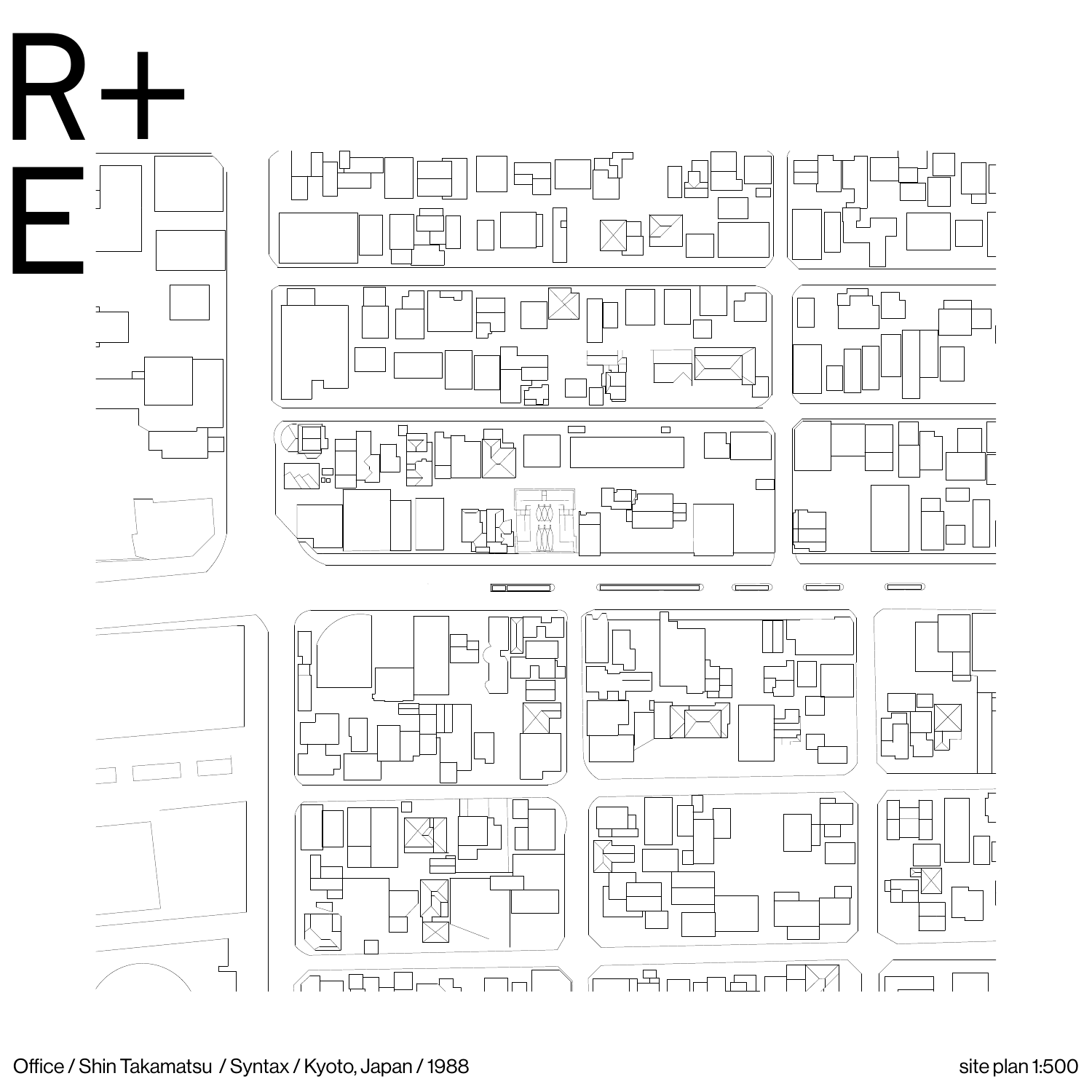# R+
# E

Office / Shin Takamatsu / Syntax / Kyoto, Japan / 1988

site plan 1:500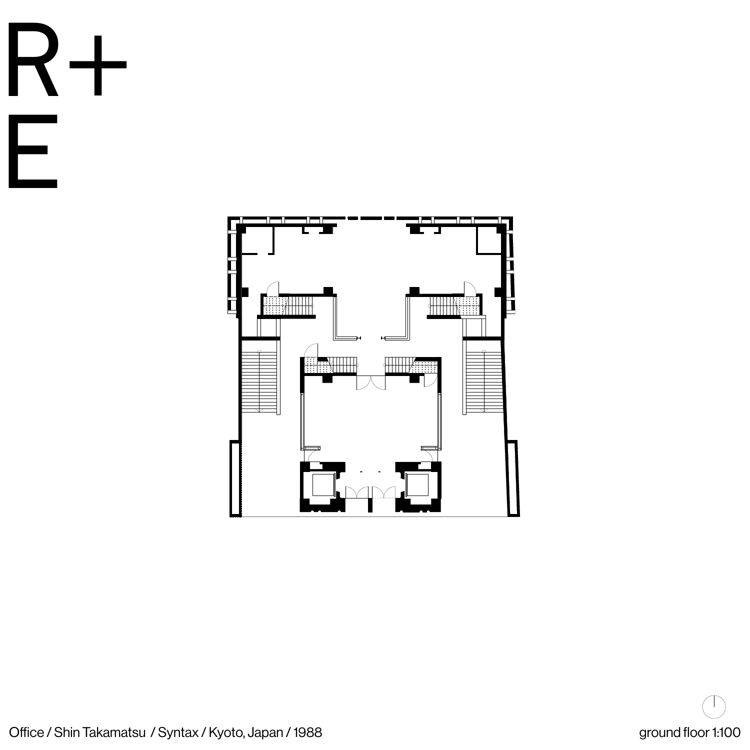R+
E

Office / Shin Takamatsu / Syntax / Kyoto, Japan / 1988

ground floor 1:100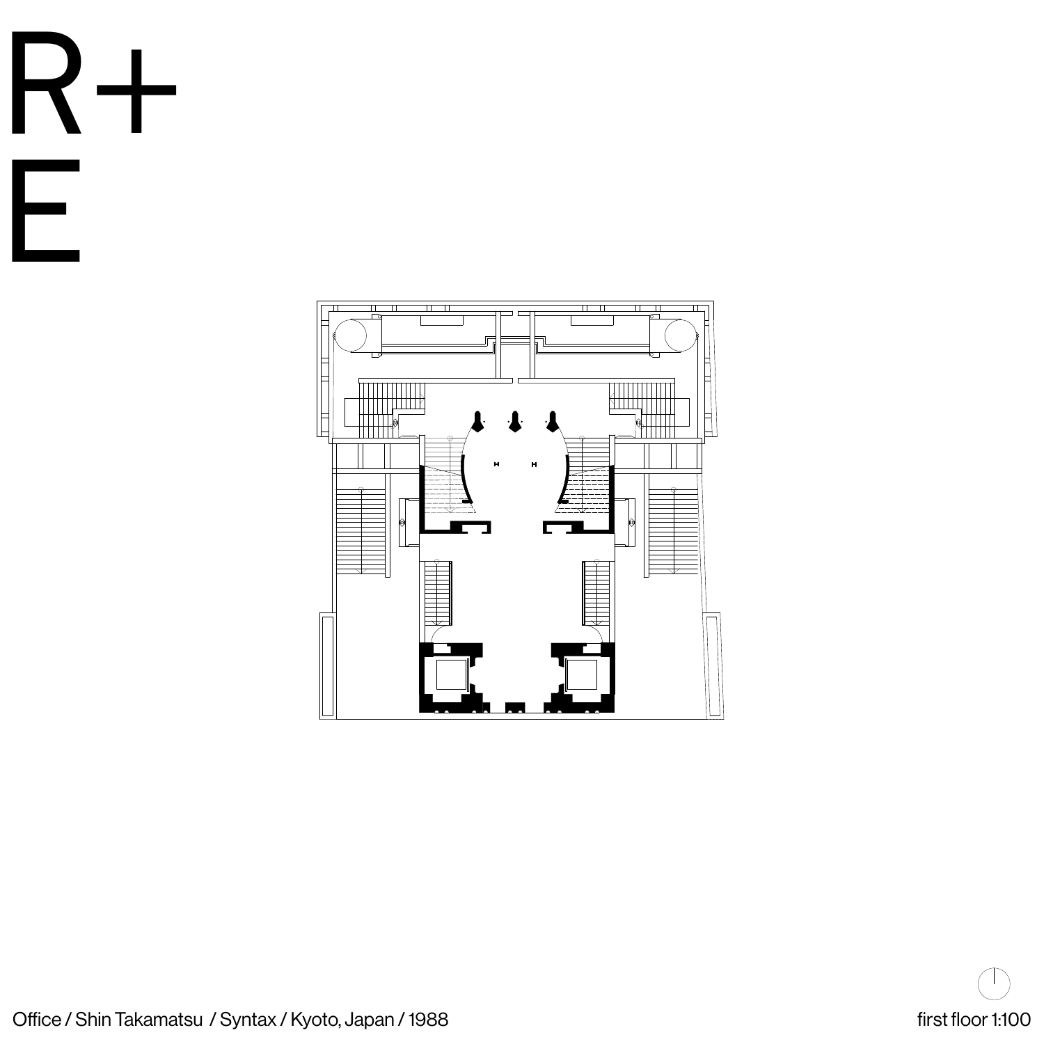R+
E

Office / Shin Takamatsu / Syntax / Kyoto, Japan / 1988

first floor 1:100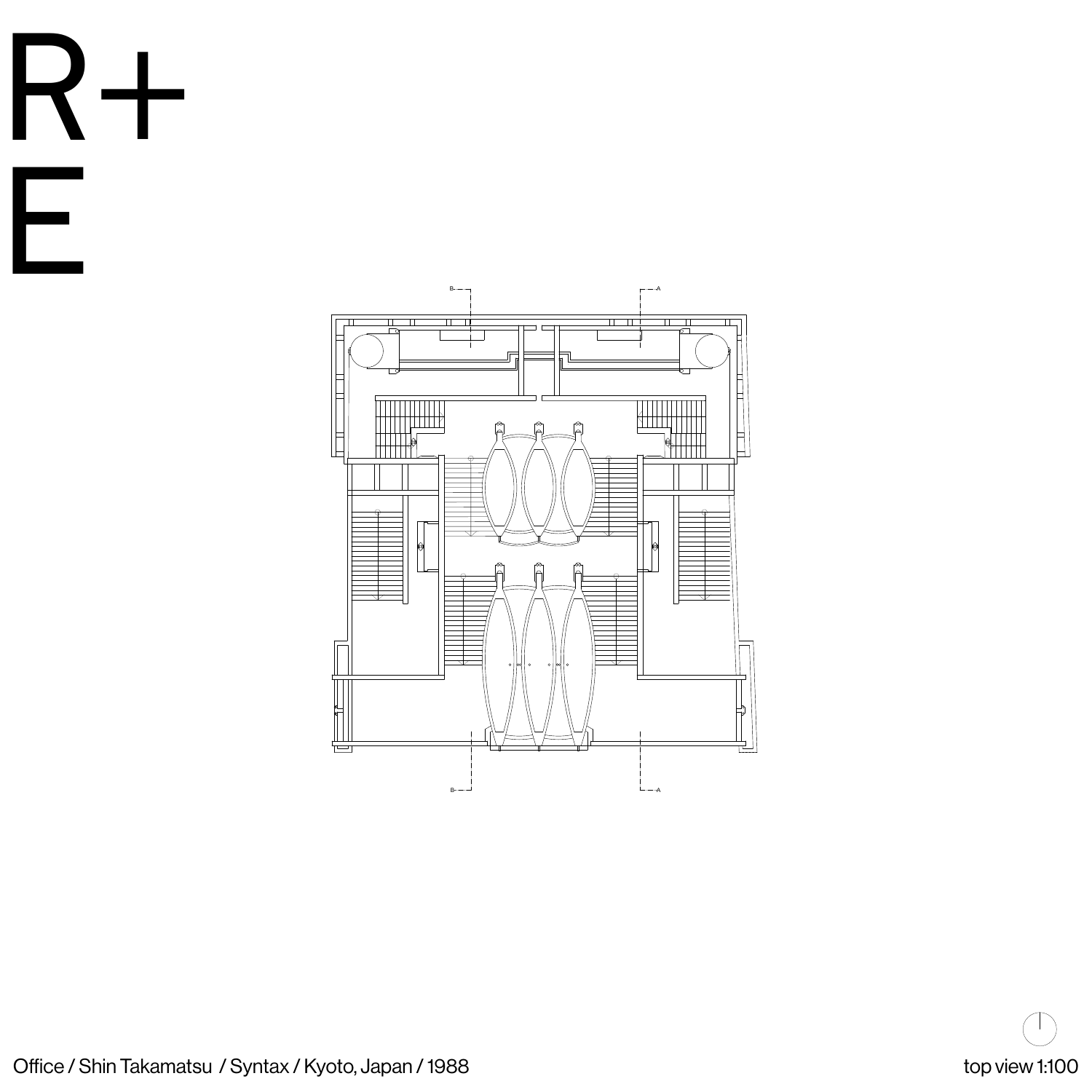R+
E

Office / Shin Takamatsu / Syntax / Kyoto, Japan / 1988

top view 1:100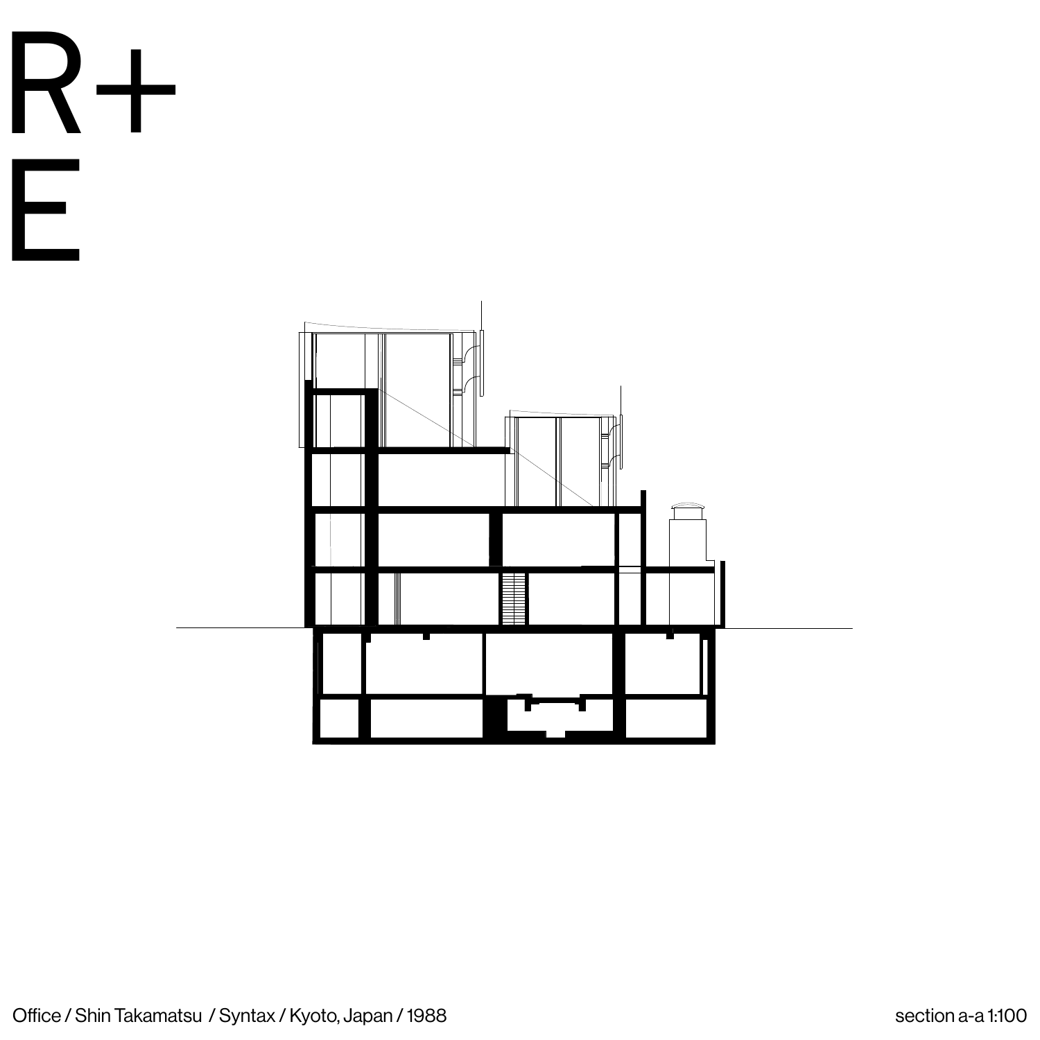R+
E

Office / Shin Takamatsu / Syntax / Kyoto, Japan / 1988

section a-a 1:100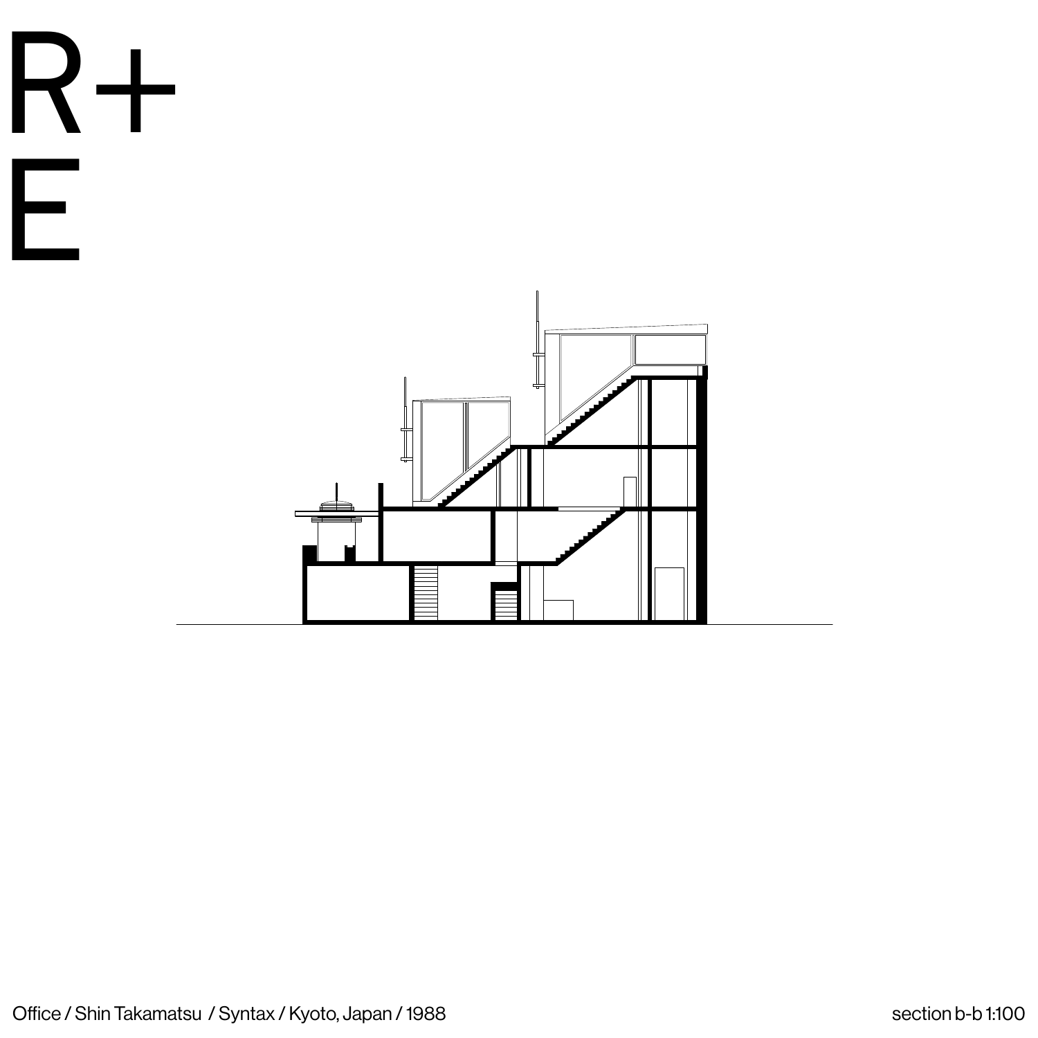R+
E

Office / Shin Takamatsu / Syntax / Kyoto, Japan / 1988

section b-b 1:100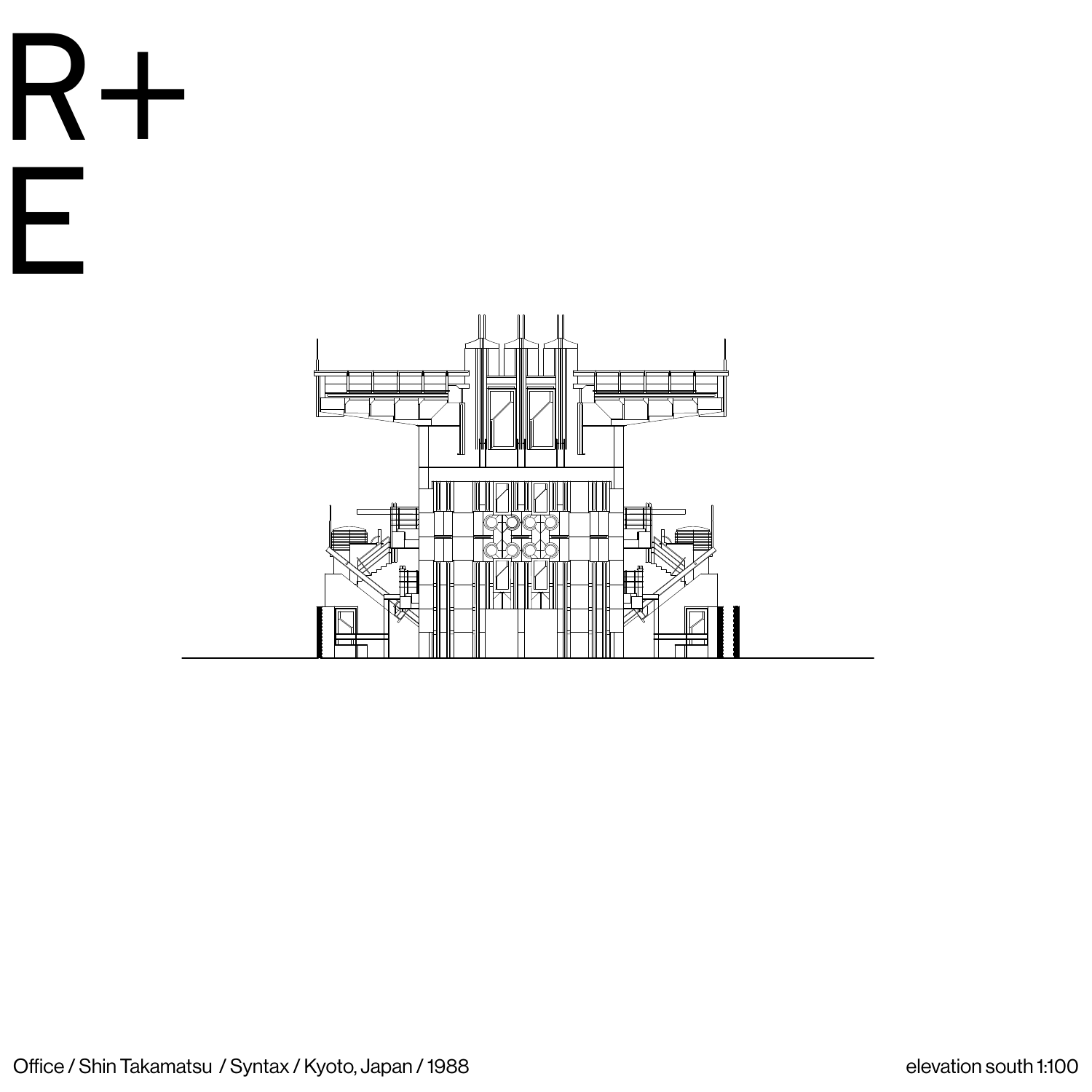R+
E

Office / Shin Takamatsu / Syntax / Kyoto, Japan / 1988

elevation south 1:100